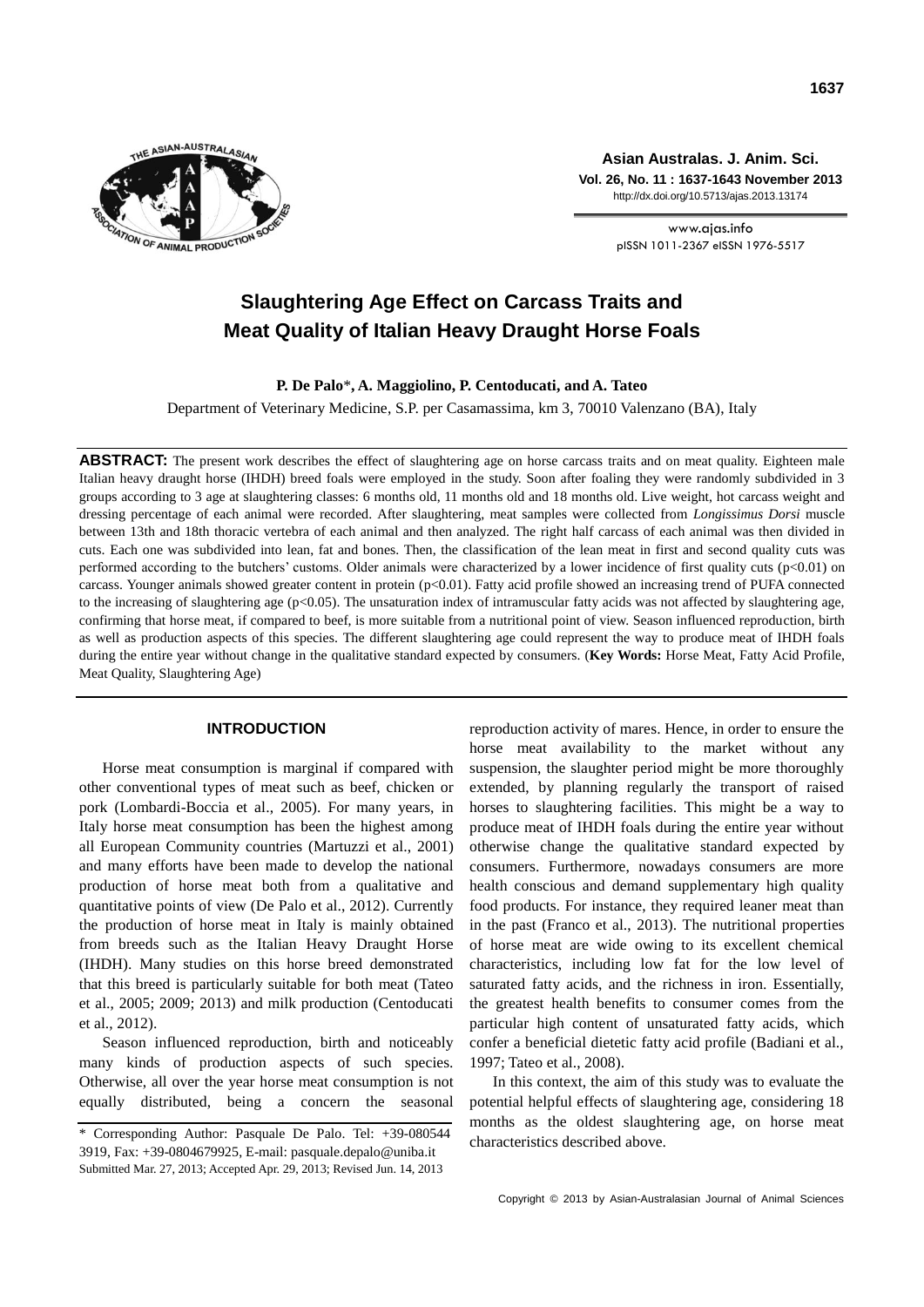# Slaughtering Age Effect on Carcass Traits and Meat Quality of Italian Heavy Draught Horse Foals

**P. De Palo***, **A. Maggiolino, P. Centoducati, and A. Tateo**

Department of Veterinary Medicine, S.P. per Casamassima, km 3, 70010 Valenzano (BA), Italy

**ABSTRACT:** The present work describes the effect of slaughtering age on horse carcass traits and on meat quality. Eighteen male Italian heavy draught horse (IHDH) breed foals were employed in the study. Soon after foaling they were randomly subdivided in 3 groups according to 3 age at slaughtering classes: 6 months old, 11 months old and 18 months old. Live weight, hot carcass weight and dressing percentage of each animal were recorded. After slaughtering, meat samples were collected from *Longissimus Dorsi* muscle between 13th and 18th thoracic vertebra of each animal and then analyzed. The right half carcass of each animal was then divided in cuts. Each one was subdivided into lean, fat and bones. Then, the classification of the lean meat in first and second quality cuts was performed according to the butchers' customs. Older animals were characterized by a lower incidence of first quality cuts ($p<0.01$) on carcass. Younger animals showed greater content in protein ($p<0.01$). Fatty acid profile showed an increasing trend of PUFA connected to the increasing of slaughtering age ($p<0.05$). The unsaturation index of intramuscular fatty acids was not affected by slaughtering age, confirming that horse meat, if compared to beef, is more suitable from a nutritional point of view. Season influenced reproduction, birth as well as production aspects of this species. The different slaughtering age could represent the way to produce meat of IHDH foals during the entire year without change in the qualitative standard expected by consumers. (**Key Words:** Horse Meat, Fatty Acid Profile, Meat Quality, Slaughtering Age)

## INTRODUCTION

Horse meat consumption is marginal if compared with other conventional types of meat such as beef, chicken or pork (Lombardi-Boccia et al., 2005). For many years, in Italy horse meat consumption has been the highest among all European Community countries (Martuzzi et al., 2001) and many efforts have been made to develop the national production of horse meat both from a qualitative and quantitative points of view (De Palo et al., 2012). Currently the production of horse meat in Italy is mainly obtained from breeds such as the Italian Heavy Draught Horse (IHDH). Many studies on this horse breed demonstrated that this breed is particularly suitable for both meat (Tateo et al., 2005; 2009; 2013) and milk production (Centoducati et al., 2012).

Season influenced reproduction, birth and noticeably many kinds of production aspects of such species. Otherwise, all over the year horse meat consumption is not equally distributed, being a concern the seasonal reproduction activity of mares. Hence, in order to ensure the horse meat availability to the market without any suspension, the slaughter period might be more thoroughly extended, by planning regularly the transport of raised horses to slaughtering facilities. This might be a way to produce meat of IHDH foals during the entire year without otherwise change the qualitative standard expected by consumers. Furthermore, nowadays consumers are more health conscious and demand supplementary high quality food products. For instance, they required leaner meat than in the past (Franco et al., 2013). The nutritional properties of horse meat are wide owing to its excellent chemical characteristics, including low fat for the low level of saturated fatty acids, and the richness in iron. Essentially, the greatest health benefits to consumer comes from the particular high content of unsaturated fatty acids, which confer a beneficial dietetic fatty acid profile (Badiani et al., 1997; Tateo et al., 2008).

In this context, the aim of this study was to evaluate the potential helpful effects of slaughtering age, considering 18 months as the oldest slaughtering age, on horse meat characteristics described above.

\* Corresponding Author: Pasquale De Palo. Tel: +39-080544 3919, Fax: +39-0804679925, E-mail: pasquale.depalo@uniba.it
Submitted Mar. 27, 2013; Accepted Apr. 29, 2013; Revised Jun. 14, 2013

Copyright © 2013 by Asian-Australasian Journal of Animal Sciences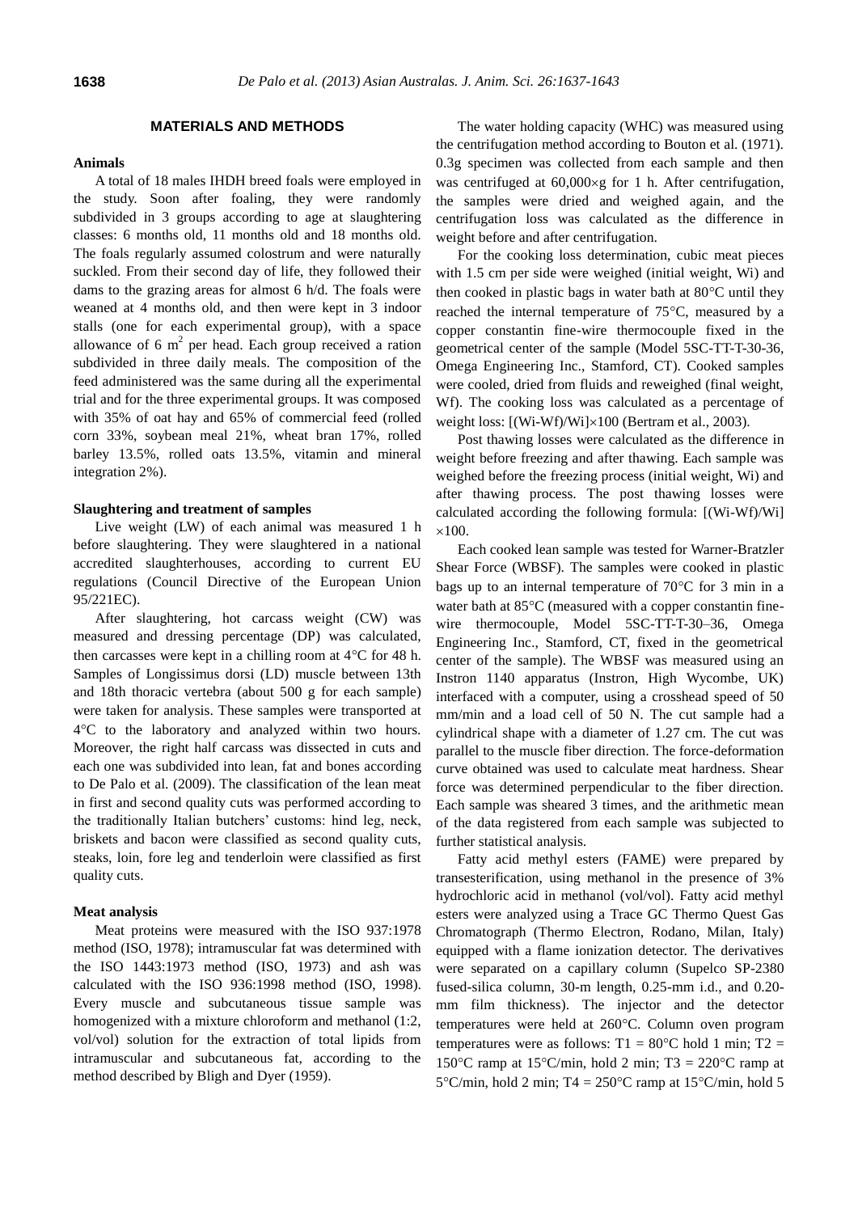## MATERIALS AND METHODS

### Animals

A total of 18 males IHDH breed foals were employed in the study. Soon after foaling, they were randomly subdivided in 3 groups according to age at slaughtering classes: 6 months old, 11 months old and 18 months old. The foals regularly assumed colostrum and were naturally suckled. From their second day of life, they followed their dams to the grazing areas for almost 6 h/d. The foals were weaned at 4 months old, and then were kept in 3 indoor stalls (one for each experimental group), with a space allowance of 6 $m^2$ per head. Each group received a ration subdivided in three daily meals. The composition of the feed administered was the same during all the experimental trial and for the three experimental groups. It was composed with 35% of oat hay and 65% of commercial feed (rolled corn 33%, soybean meal 21%, wheat bran 17%, rolled barley 13.5%, rolled oats 13.5%, vitamin and mineral integration 2%).

### Slaughtering and treatment of samples

Live weight (LW) of each animal was measured 1 h before slaughtering. They were slaughtered in a national accredited slaughterhouses, according to current EU regulations (Council Directive of the European Union 95/221EC).

After slaughtering, hot carcass weight (CW) was measured and dressing percentage (DP) was calculated, then carcasses were kept in a chilling room at 4°C for 48 h. Samples of Longissimus dorsi (LD) muscle between 13th and 18th thoracic vertebra (about 500 g for each sample) were taken for analysis. These samples were transported at 4°C to the laboratory and analyzed within two hours. Moreover, the right half carcass was dissected in cuts and each one was subdivided into lean, fat and bones according to De Palo et al. (2009). The classification of the lean meat in first and second quality cuts was performed according to the traditionally Italian butchers' customs: hind leg, neck, briskets and bacon were classified as second quality cuts, steaks, loin, fore leg and tenderloin were classified as first quality cuts.

### Meat analysis

Meat proteins were measured with the ISO 937:1978 method (ISO, 1978); intramuscular fat was determined with the ISO 1443:1973 method (ISO, 1973) and ash was calculated with the ISO 936:1998 method (ISO, 1998). Every muscle and subcutaneous tissue sample was homogenized with a mixture chloroform and methanol (1:2, vol/vol) solution for the extraction of total lipids from intramuscular and subcutaneous fat, according to the method described by Bligh and Dyer (1959).

The water holding capacity (WHC) was measured using the centrifugation method according to Bouton et al. (1971). 0.3g specimen was collected from each sample and then was centrifuged at 60,000×g for 1 h. After centrifugation, the samples were dried and weighed again, and the centrifugation loss was calculated as the difference in weight before and after centrifugation.

For the cooking loss determination, cubic meat pieces with 1.5 cm per side were weighed (initial weight, Wi) and then cooked in plastic bags in water bath at 80°C until they reached the internal temperature of 75°C, measured by a copper constantin fine-wire thermocouple fixed in the geometrical center of the sample (Model 5SC-TT-T-30-36, Omega Engineering Inc., Stamford, CT). Cooked samples were cooled, dried from fluids and reweighed (final weight, Wf). The cooking loss was calculated as a percentage of weight loss: $[(Wi-Wf)/Wi]\times 100$ (Bertram et al., 2003).

Post thawing losses were calculated as the difference in weight before freezing and after thawing. Each sample was weighed before the freezing process (initial weight, Wi) and after thawing process. The post thawing losses were calculated according the following formula: $[(Wi-Wf)/Wi]\times 100$.

Each cooked lean sample was tested for Warner-Bratzler Shear Force (WBSF). The samples were cooked in plastic bags up to an internal temperature of 70°C for 3 min in a water bath at 85°C (measured with a copper constantin fine-wire thermocouple, Model 5SC-TT-T-30–36, Omega Engineering Inc., Stamford, CT, fixed in the geometrical center of the sample). The WBSF was measured using an Instron 1140 apparatus (Instron, High Wycombe, UK) interfaced with a computer, using a crosshead speed of 50 mm/min and a load cell of 50 N. The cut sample had a cylindrical shape with a diameter of 1.27 cm. The cut was parallel to the muscle fiber direction. The force-deformation curve obtained was used to calculate meat hardness. Shear force was determined perpendicular to the fiber direction. Each sample was sheared 3 times, and the arithmetic mean of the data registered from each sample was subjected to further statistical analysis.

Fatty acid methyl esters (FAME) were prepared by transesterification, using methanol in the presence of 3% hydrochloric acid in methanol (vol/vol). Fatty acid methyl esters were analyzed using a Trace GC Thermo Quest Gas Chromatograph (Thermo Electron, Rodano, Milan, Italy) equipped with a flame ionization detector. The derivatives were separated on a capillary column (Supelco SP-2380 fused-silica column, 30-m length, 0.25-mm i.d., and 0.20-mm film thickness). The injector and the detector temperatures were held at 260°C. Column oven program temperatures were as follows: $T1$ = 80°C hold 1 min; $T2$ = 150°C ramp at 15°C/min, hold 2 min; $T3$ = 220°C ramp at 5°C/min, hold 2 min; $T4$ = 250°C ramp at 15°C/min, hold 5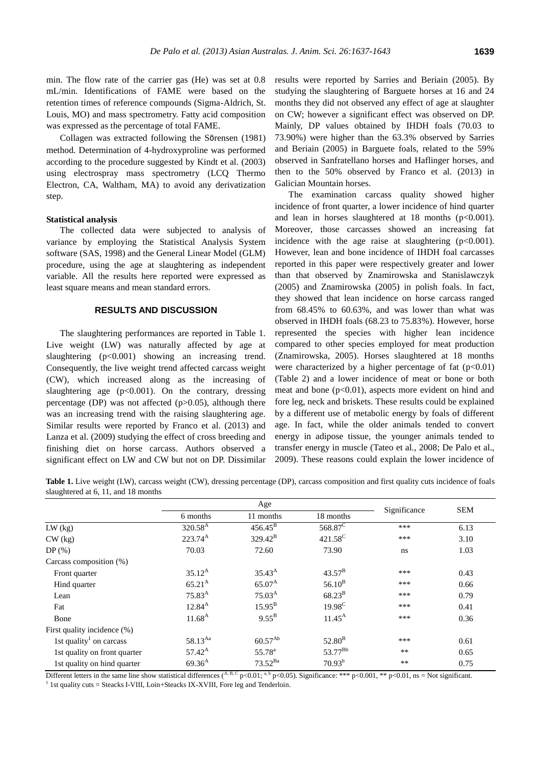min. The flow rate of the carrier gas (He) was set at 0.8 mL/min. Identifications of FAME were based on the retention times of reference compounds (Sigma-Aldrich, St. Louis, MO) and mass spectrometry. Fatty acid composition was expressed as the percentage of total FAME.

Collagen was extracted following the Sӧrensen (1981) method. Determination of 4-hydroxyproline was performed according to the procedure suggested by Kindt et al. (2003) using electrospray mass spectrometry (LCQ Thermo Electron, CA, Waltham, MA) to avoid any derivatization step.

**Statistical analysis**

The collected data were subjected to analysis of variance by employing the Statistical Analysis System software (SAS, 1998) and the General Linear Model (GLM) procedure, using the age at slaughtering as independent variable. All the results here reported were expressed as least square means and mean standard errors.

## RESULTS AND DISCUSSION

The slaughtering performances are reported in Table 1. Live weight (LW) was naturally affected by age at slaughtering ($p<0.001$) showing an increasing trend. Consequently, the live weight trend affected carcass weight (CW), which increased along as the increasing of slaughtering age ($p<0.001$). On the contrary, dressing percentage (DP) was not affected ($p>0.05$), although there was an increasing trend with the raising slaughtering age. Similar results were reported by Franco et al. (2013) and Lanza et al. (2009) studying the effect of cross breeding and finishing diet on horse carcass. Authors observed a significant effect on LW and CW but not on DP. Dissimilar results were reported by Sarries and Beriain (2005). By studying the slaughtering of Barguete horses at 16 and 24 months they did not observed any effect of age at slaughter on CW; however a significant effect was observed on DP. Mainly, DP values obtained by IHDH foals (70.03 to 73.90%) were higher than the 63.3% observed by Sarries and Beriain (2005) in Barguete foals, related to the 59% observed in Sanfratellano horses and Haflinger horses, and then to the 50% observed by Franco et al. (2013) in Galician Mountain horses.

The examination carcass quality showed higher incidence of front quarter, a lower incidence of hind quarter and lean in horses slaughtered at 18 months ($p<0.001$). Moreover, those carcasses showed an increasing fat incidence with the age raise at slaughtering ($p<0.001$). However, lean and bone incidence of IHDH foal carcasses reported in this paper were respectively greater and lower than that observed by Znamirowska and Stanislawczyk (2005) and Znamirowska (2005) in polish foals. In fact, they showed that lean incidence on horse carcass ranged from 68.45% to 60.63%, and was lower than what was observed in IHDH foals (68.23 to 75.83%). However, horse represented the species with higher lean incidence compared to other species employed for meat production (Znamirowska, 2005). Horses slaughtered at 18 months were characterized by a higher percentage of fat ($p<0.01$) (Table 2) and a lower incidence of meat or bone or both meat and bone ($p<0.01$), aspects more evident on hind and fore leg, neck and briskets. These results could be explained by a different use of metabolic energy by foals of different age. In fact, while the older animals tended to convert energy in adipose tissue, the younger animals tended to transfer energy in muscle (Tateo et al., 2008; De Palo et al., 2009). These reasons could explain the lower incidence of

**Table 1.** Live weight (LW), carcass weight (CW), dressing percentage (DP), carcass composition and first quality cuts incidence of foals slaughtered at 6, 11, and 18 months

| | Age | | | Significance | SEM |
|---|---|---|---|---|---|
| | 6 months | 11 months | 18 months | | |
| LW (kg) | $320.58^{A}$ | $456.45^{B}$ | $568.87^{C}$ | *** | 6.13 |
| CW (kg) | $223.74^{A}$ | $329.42^{B}$ | $421.58^{C}$ | *** | 3.10 |
| DP (%) | 70.03 | 72.60 | 73.90 | ns | 1.03 |
| Carcass composition (%) | | | | | |
| Front quarter | $35.12^{A}$ | $35.43^{A}$ | $43.57^{B}$ | *** | 0.43 |
| Hind quarter | $65.21^{A}$ | $65.07^{A}$ | $56.10^{B}$ | *** | 0.66 |
| Lean | $75.83^{A}$ | $75.03^{A}$ | $68.23^{B}$ | *** | 0.79 |
| Fat | $12.84^{A}$ | $15.95^{B}$ | $19.98^{C}$ | *** | 0.41 |
| Bone | $11.68^{A}$ | $9.55^{B}$ | $11.45^{A}$ | *** | 0.36 |
| First quality incidence (%) | | | | | |
| 1st quality[1] on carcass | $58.13^{Aa}$ | $60.57^{Ab}$ | $52.80^{B}$ | *** | 0.61 |
| 1st quality on front quarter | $57.42^{A}$ | $55.78^{a}$ | $53.77^{Bb}$ | ** | 0.65 |
| 1st quality on hind quarter | $69.36^{A}$ | $73.52^{Ba}$ | $70.93^{b}$ | ** | 0.75 |

Different letters in the same line show statistical differences ($^{A, B, C}$ $p<0.01$; $^{a, b}$ $p<0.05$). Significance: *** $p<0.001$, ** $p<0.01$, ns = Not significant.

[1] 1st quality cuts = Steacks I-VIII, Loin+Steacks IX-XVIII, Fore leg and Tenderloin.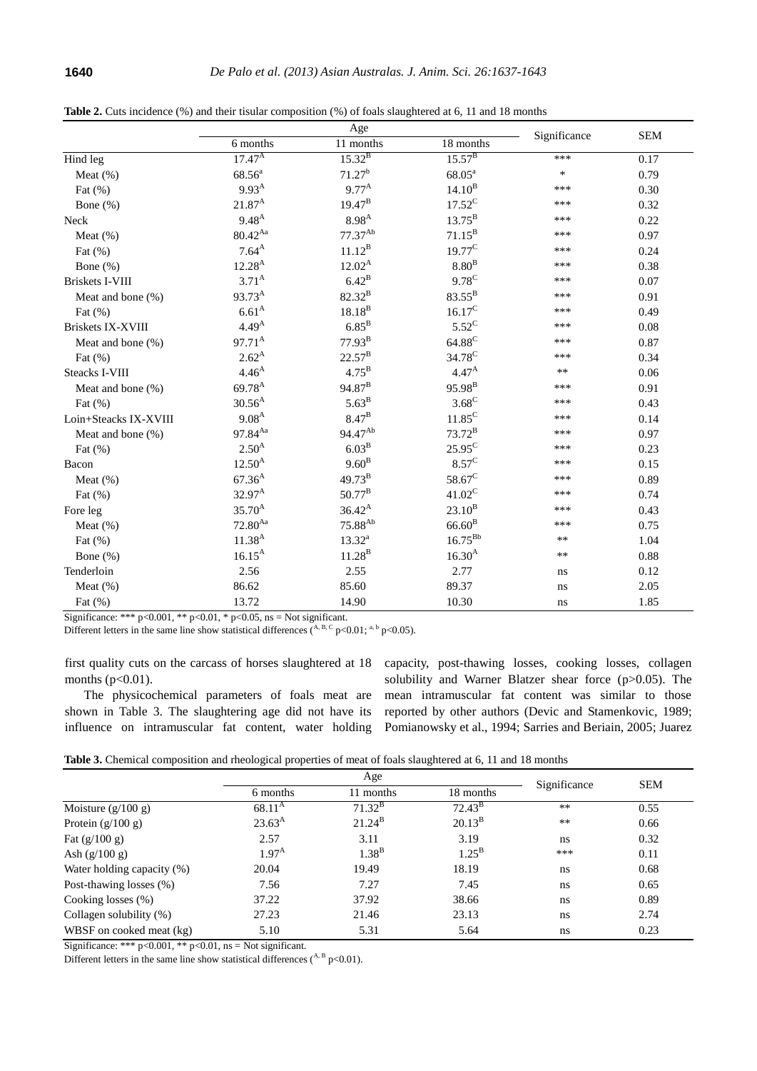**Table 2.** Cuts incidence (%) and their tisular composition (%) of foals slaughtered at 6, 11 and 18 months

| | Age | | | Significance | SEM |
|---|---|---|---|---|---|
| | 6 months | 11 months | 18 months | | |
| Hind leg | $17.47^{A}$ | $15.32^{B}$ | $15.57^{B}$ | *** | 0.17 |
| Meat (%) | $68.56^{a}$ | $71.27^{b}$ | $68.05^{a}$ | * | 0.79 |
| Fat (%) | $9.93^{A}$ | $9.77^{A}$ | $14.10^{B}$ | *** | 0.30 |
| Bone (%) | $21.87^{A}$ | $19.47^{B}$ | $17.52^{C}$ | *** | 0.32 |
| Neck | $9.48^{A}$ | $8.98^{A}$ | $13.75^{B}$ | *** | 0.22 |
| Meat (%) | $80.42^{Aa}$ | $77.37^{Ab}$ | $71.15^{B}$ | *** | 0.97 |
| Fat (%) | $7.64^{A}$ | $11.12^{B}$ | $19.77^{C}$ | *** | 0.24 |
| Bone (%) | $12.28^{A}$ | $12.02^{A}$ | $8.80^{B}$ | *** | 0.38 |
| Briskets I-VIII | $3.71^{A}$ | $6.42^{B}$ | $9.78^{C}$ | *** | 0.07 |
| Meat and bone (%) | $93.73^{A}$ | $82.32^{B}$ | $83.55^{B}$ | *** | 0.91 |
| Fat (%) | $6.61^{A}$ | $18.18^{B}$ | $16.17^{C}$ | *** | 0.49 |
| Briskets IX-XVIII | $4.49^{A}$ | $6.85^{B}$ | $5.52^{C}$ | *** | 0.08 |
| Meat and bone (%) | $97.71^{A}$ | $77.93^{B}$ | $64.88^{C}$ | *** | 0.87 |
| Fat (%) | $2.62^{A}$ | $22.57^{B}$ | $34.78^{C}$ | *** | 0.34 |
| Steacks I-VIII | $4.46^{A}$ | $4.75^{B}$ | $4.47^{A}$ | ** | 0.06 |
| Meat and bone (%) | $69.78^{A}$ | $94.87^{B}$ | $95.98^{B}$ | *** | 0.91 |
| Fat (%) | $30.56^{A}$ | $5.63^{B}$ | $3.68^{C}$ | *** | 0.43 |
| Loin+Steacks IX-XVIII | $9.08^{A}$ | $8.47^{B}$ | $11.85^{C}$ | *** | 0.14 |
| Meat and bone (%) | $97.84^{Aa}$ | $94.47^{Ab}$ | $73.72^{B}$ | *** | 0.97 |
| Fat (%) | $2.50^{A}$ | $6.03^{B}$ | $25.95^{C}$ | *** | 0.23 |
| Bacon | $12.50^{A}$ | $9.60^{B}$ | $8.57^{C}$ | *** | 0.15 |
| Meat (%) | $67.36^{A}$ | $49.73^{B}$ | $58.67^{C}$ | *** | 0.89 |
| Fat (%) | $32.97^{A}$ | $50.77^{B}$ | $41.02^{C}$ | *** | 0.74 |
| Fore leg | $35.70^{A}$ | $36.42^{A}$ | $23.10^{B}$ | *** | 0.43 |
| Meat (%) | $72.80^{Aa}$ | $75.88^{Ab}$ | $66.60^{B}$ | *** | 0.75 |
| Fat (%) | $11.38^{A}$ | $13.32^{a}$ | $16.75^{Bb}$ | ** | 1.04 |
| Bone (%) | $16.15^{A}$ | $11.28^{B}$ | $16.30^{A}$ | ** | 0.88 |
| Tenderloin | 2.56 | 2.55 | 2.77 | ns | 0.12 |
| Meat (%) | 86.62 | 85.60 | 89.37 | ns | 2.05 |
| Fat (%) | 13.72 | 14.90 | 10.30 | ns | 1.85 |

Significance: *** $p<0.001$, ** $p<0.01$, * $p<0.05$, ns = Not significant.
Different letters in the same line show statistical differences ([A, B, C] $p<0.01$; [a, b] $p<0.05$).

first quality cuts on the carcass of horses slaughtered at 18 months ($p<0.01$).

The physicochemical parameters of foals meat are shown in Table 3. The slaughtering age did not have its influence on intramuscular fat content, water holding capacity, post-thawing losses, cooking losses, collagen solubility and Warner Blatzer shear force ($p>0.05$). The mean intramuscular fat content was similar to those reported by other authors (Devic and Stamenkovic, 1989; Pomianowsky et al., 1994; Sarries and Beriain, 2005; Juarez

**Table 3.** Chemical composition and rheological properties of meat of foals slaughtered at 6, 11 and 18 months

| | Age | | | Significance | SEM |
|---|---|---|---|---|---|
| | 6 months | 11 months | 18 months | | |
| Moisture (g/100 g) | $68.11^{A}$ | $71.32^{B}$ | $72.43^{B}$ | ** | 0.55 |
| Protein (g/100 g) | $23.63^{A}$ | $21.24^{B}$ | $20.13^{B}$ | ** | 0.66 |
| Fat (g/100 g) | 2.57 | 3.11 | 3.19 | ns | 0.32 |
| Ash (g/100 g) | $1.97^{A}$ | $1.38^{B}$ | $1.25^{B}$ | *** | 0.11 |
| Water holding capacity (%) | 20.04 | 19.49 | 18.19 | ns | 0.68 |
| Post-thawing losses (%) | 7.56 | 7.27 | 7.45 | ns | 0.65 |
| Cooking losses (%) | 37.22 | 37.92 | 38.66 | ns | 0.89 |
| Collagen solubility (%) | 27.23 | 21.46 | 23.13 | ns | 2.74 |
| WBSF on cooked meat (kg) | 5.10 | 5.31 | 5.64 | ns | 0.23 |

Significance: *** $p<0.001$, ** $p<0.01$, ns = Not significant.
Different letters in the same line show statistical differences ([A, B] $p<0.01$).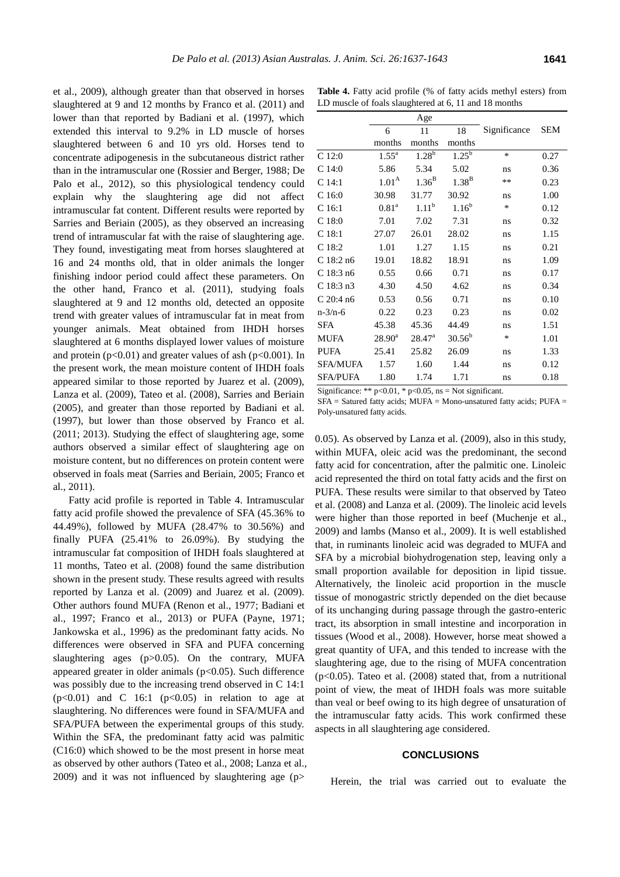et al., 2009), although greater than that observed in horses slaughtered at 9 and 12 months by Franco et al. (2011) and lower than that reported by Badiani et al. (1997), which extended this interval to 9.2% in LD muscle of horses slaughtered between 6 and 10 yrs old. Horses tend to concentrate adipogenesis in the subcutaneous district rather than in the intramuscular one (Rossier and Berger, 1988; De Palo et al., 2012), so this physiological tendency could explain why the slaughtering age did not affect intramuscular fat content. Different results were reported by Sarries and Beriain (2005), as they observed an increasing trend of intramuscular fat with the raise of slaughtering age. They found, investigating meat from horses slaughtered at 16 and 24 months old, that in older animals the longer finishing indoor period could affect these parameters. On the other hand, Franco et al. (2011), studying foals slaughtered at 9 and 12 months old, detected an opposite trend with greater values of intramuscular fat in meat from younger animals. Meat obtained from IHDH horses slaughtered at 6 months displayed lower values of moisture and protein ($p<0.01$) and greater values of ash ($p<0.001$). In the present work, the mean moisture content of IHDH foals appeared similar to those reported by Juarez et al. (2009), Lanza et al. (2009), Tateo et al. (2008), Sarries and Beriain (2005), and greater than those reported by Badiani et al. (1997), but lower than those observed by Franco et al. (2011; 2013). Studying the effect of slaughtering age, some authors observed a similar effect of slaughtering age on moisture content, but no differences on protein content were observed in foals meat (Sarries and Beriain, 2005; Franco et al., 2011).

Fatty acid profile is reported in Table 4. Intramuscular fatty acid profile showed the prevalence of SFA (45.36% to 44.49%), followed by MUFA (28.47% to 30.56%) and finally PUFA (25.41% to 26.09%). By studying the intramuscular fat composition of IHDH foals slaughtered at 11 months, Tateo et al. (2008) found the same distribution shown in the present study. These results agreed with results reported by Lanza et al. (2009) and Juarez et al. (2009). Other authors found MUFA (Renon et al., 1977; Badiani et al., 1997; Franco et al., 2013) or PUFA (Payne, 1971; Jankowska et al., 1996) as the predominant fatty acids. No differences were observed in SFA and PUFA concerning slaughtering ages ($p>0.05$). On the contrary, MUFA appeared greater in older animals ($p<0.05$). Such difference was possibly due to the increasing trend observed in C 14:1 ($p<0.01$) and C 16:1 ($p<0.05$) in relation to age at slaughtering. No differences were found in SFA/MUFA and SFA/PUFA between the experimental groups of this study. Within the SFA, the predominant fatty acid was palmitic (C16:0) which showed to be the most present in horse meat as observed by other authors (Tateo et al., 2008; Lanza et al., 2009) and it was not influenced by slaughtering age ($p>$ 0.05). As observed by Lanza et al. (2009), also in this study, within MUFA, oleic acid was the predominant, the second fatty acid for concentration, after the palmitic one. Linoleic acid represented the third on total fatty acids and the first on PUFA. These results were similar to that observed by Tateo et al. (2008) and Lanza et al. (2009). The linoleic acid levels were higher than those reported in beef (Muchenje et al., 2009) and lambs (Manso et al., 2009). It is well established that, in ruminants linoleic acid was degraded to MUFA and SFA by a microbial biohydrogenation step, leaving only a small proportion available for deposition in lipid tissue. Alternatively, the linoleic acid proportion in the muscle tissue of monogastric strictly depended on the diet because of its unchanging during passage through the gastro-enteric tract, its absorption in small intestine and incorporation in tissues (Wood et al., 2008). However, horse meat showed a great quantity of UFA, and this tended to increase with the slaughtering age, due to the rising of MUFA concentration ($p<0.05$). Tateo et al. (2008) stated that, from a nutritional point of view, the meat of IHDH foals was more suitable than veal or beef owing to its high degree of unsaturation of the intramuscular fatty acids. This work confirmed these aspects in all slaughtering age considered.

**Table 4.** Fatty acid profile (% of fatty acids methyl esters) from LD muscle of foals slaughtered at 6, 11 and 18 months

| | Age | | | Significance | SEM |
|---|---|---|---|---|---|
| | 6 months | 11 months | 18 months | | |
| C 12:0 | $1.55^{a}$ | $1.28^{b}$ | $1.25^{b}$ | * | 0.27 |
| C 14:0 | 5.86 | 5.34 | 5.02 | ns | 0.36 |
| C 14:1 | $1.01^{A}$ | $1.36^{B}$ | $1.38^{B}$ | ** | 0.23 |
| C 16:0 | 30.98 | 31.77 | 30.92 | ns | 1.00 |
| C 16:1 | $0.81^{a}$ | $1.11^{b}$ | $1.16^{b}$ | * | 0.12 |
| C 18:0 | 7.01 | 7.02 | 7.31 | ns | 0.32 |
| C 18:1 | 27.07 | 26.01 | 28.02 | ns | 1.15 |
| C 18:2 | 1.01 | 1.27 | 1.15 | ns | 0.21 |
| C 18:2 n6 | 19.01 | 18.82 | 18.91 | ns | 1.09 |
| C 18:3 n6 | 0.55 | 0.66 | 0.71 | ns | 0.17 |
| C 18:3 n3 | 4.30 | 4.50 | 4.62 | ns | 0.34 |
| C 20:4 n6 | 0.53 | 0.56 | 0.71 | ns | 0.10 |
| n-3/n-6 | 0.22 | 0.23 | 0.23 | ns | 0.02 |
| SFA | 45.38 | 45.36 | 44.49 | ns | 1.51 |
| MUFA | $28.90^{a}$ | $28.47^{a}$ | $30.56^{b}$ | * | 1.01 |
| PUFA | 25.41 | 25.82 | 26.09 | ns | 1.33 |
| SFA/MUFA | 1.57 | 1.60 | 1.44 | ns | 0.12 |
| SFA/PUFA | 1.80 | 1.74 | 1.71 | ns | 0.18 |

Significance: ** $p<0.01$, * $p<0.05$, ns = Not significant.

SFA = Satured fatty acids; MUFA = Mono-unsatured fatty acids; PUFA = Poly-unsatured fatty acids.

## CONCLUSIONS

Herein, the trial was carried out to evaluate the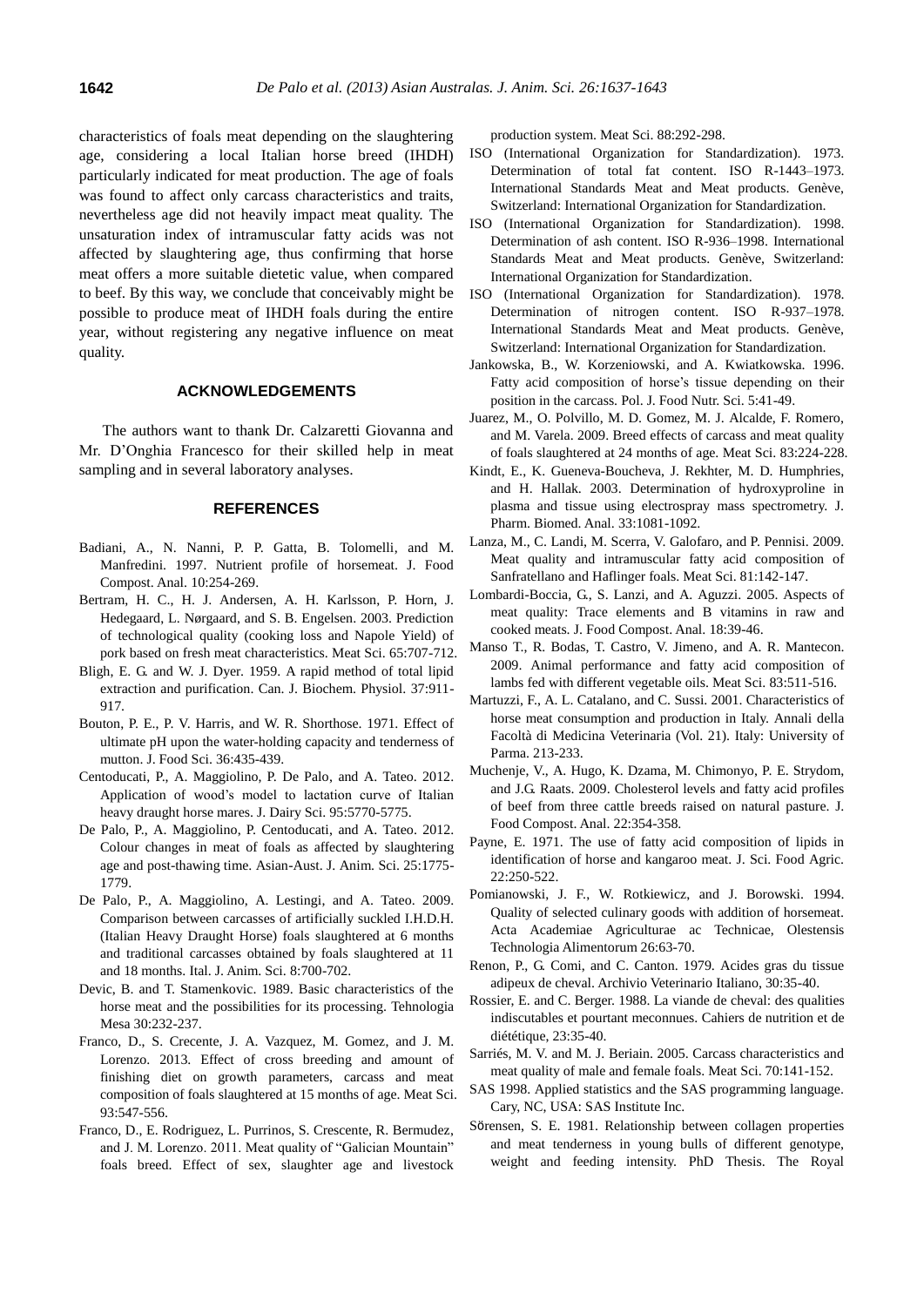characteristics of foals meat depending on the slaughtering age, considering a local Italian horse breed (IHDH) particularly indicated for meat production. The age of foals was found to affect only carcass characteristics and traits, nevertheless age did not heavily impact meat quality. The unsaturation index of intramuscular fatty acids was not affected by slaughtering age, thus confirming that horse meat offers a more suitable dietetic value, when compared to beef. By this way, we conclude that conceivably might be possible to produce meat of IHDH foals during the entire year, without registering any negative influence on meat quality.

## ACKNOWLEDGEMENTS

The authors want to thank Dr. Calzaretti Giovanna and Mr. D'Onghia Francesco for their skilled help in meat sampling and in several laboratory analyses.

## REFERENCES

Badiani, A., N. Nanni, P. P. Gatta, B. Tolomelli, and M. Manfredini. 1997. Nutrient profile of horsemeat. J. Food Compost. Anal. 10:254-269.

Bertram, H. C., H. J. Andersen, A. H. Karlsson, P. Horn, J. Hedegaard, L. Nørgaard, and S. B. Engelsen. 2003. Prediction of technological quality (cooking loss and Napole Yield) of pork based on fresh meat characteristics. Meat Sci. 65:707-712.

Bligh, E. G. and W. J. Dyer. 1959. A rapid method of total lipid extraction and purification. Can. J. Biochem. Physiol. 37:911-917.

Bouton, P. E., P. V. Harris, and W. R. Shorthose. 1971. Effect of ultimate pH upon the water-holding capacity and tenderness of mutton. J. Food Sci. 36:435-439.

Centoducati, P., A. Maggiolino, P. De Palo, and A. Tateo. 2012. Application of wood's model to lactation curve of Italian heavy draught horse mares. J. Dairy Sci. 95:5770-5775.

De Palo, P., A. Maggiolino, P. Centoducati, and A. Tateo. 2012. Colour changes in meat of foals as affected by slaughtering age and post-thawing time. Asian-Aust. J. Anim. Sci. 25:1775-1779.

De Palo, P., A. Maggiolino, A. Lestingi, and A. Tateo. 2009. Comparison between carcasses of artificially suckled I.H.D.H. (Italian Heavy Draught Horse) foals slaughtered at 6 months and traditional carcasses obtained by foals slaughtered at 11 and 18 months. Ital. J. Anim. Sci. 8:700-702.

Devic, B. and T. Stamenkovic. 1989. Basic characteristics of the horse meat and the possibilities for its processing. Tehnologia Mesa 30:232-237.

Franco, D., S. Crecente, J. A. Vazquez, M. Gomez, and J. M. Lorenzo. 2013. Effect of cross breeding and amount of finishing diet on growth parameters, carcass and meat composition of foals slaughtered at 15 months of age. Meat Sci. 93:547-556.

Franco, D., E. Rodriguez, L. Purrinos, S. Crescente, R. Bermudez, and J. M. Lorenzo. 2011. Meat quality of "Galician Mountain" foals breed. Effect of sex, slaughter age and livestock production system. Meat Sci. 88:292-298.

ISO (International Organization for Standardization). 1973. Determination of total fat content. ISO R-1443–1973. International Standards Meat and Meat products. Genève, Switzerland: International Organization for Standardization.

ISO (International Organization for Standardization). 1998. Determination of ash content. ISO R-936–1998. International Standards Meat and Meat products. Genève, Switzerland: International Organization for Standardization.

ISO (International Organization for Standardization). 1978. Determination of nitrogen content. ISO R-937–1978. International Standards Meat and Meat products. Genève, Switzerland: International Organization for Standardization.

Jankowska, B., W. Korzeniowski, and A. Kwiatkowska. 1996. Fatty acid composition of horse's tissue depending on their position in the carcass. Pol. J. Food Nutr. Sci. 5:41-49.

Juarez, M., O. Polvillo, M. D. Gomez, M. J. Alcalde, F. Romero, and M. Varela. 2009. Breed effects of carcass and meat quality of foals slaughtered at 24 months of age. Meat Sci. 83:224-228.

Kindt, E., K. Gueneva-Boucheva, J. Rekhter, M. D. Humphries, and H. Hallak. 2003. Determination of hydroxyproline in plasma and tissue using electrospray mass spectrometry. J. Pharm. Biomed. Anal. 33:1081-1092.

Lanza, M., C. Landi, M. Scerra, V. Galofaro, and P. Pennisi. 2009. Meat quality and intramuscular fatty acid composition of Sanfratellano and Haflinger foals. Meat Sci. 81:142-147.

Lombardi-Boccia, G., S. Lanzi, and A. Aguzzi. 2005. Aspects of meat quality: Trace elements and B vitamins in raw and cooked meats. J. Food Compost. Anal. 18:39-46.

Manso T., R. Bodas, T. Castro, V. Jimeno, and A. R. Mantecon. 2009. Animal performance and fatty acid composition of lambs fed with different vegetable oils. Meat Sci. 83:511-516.

Martuzzi, F., A. L. Catalano, and C. Sussi. 2001. Characteristics of horse meat consumption and production in Italy. Annali della Facoltà di Medicina Veterinaria (Vol. 21). Italy: University of Parma. 213-233.

Muchenje, V., A. Hugo, K. Dzama, M. Chimonyo, P. E. Strydom, and J.G. Raats. 2009. Cholesterol levels and fatty acid profiles of beef from three cattle breeds raised on natural pasture. J. Food Compost. Anal. 22:354-358.

Payne, E. 1971. The use of fatty acid composition of lipids in identification of horse and kangaroo meat. J. Sci. Food Agric. 22:250-522.

Pomianowski, J. F., W. Rotkiewicz, and J. Borowski. 1994. Quality of selected culinary goods with addition of horsemeat. Acta Academiae Agriculturae ac Technicae, Olestensis Technologia Alimentorum 26:63-70.

Renon, P., G. Comi, and C. Canton. 1979. Acides gras du tissue adipeux de cheval. Archivio Veterinario Italiano, 30:35-40.

Rossier, E. and C. Berger. 1988. La viande de cheval: des qualities indiscutables et pourtant meconnues. Cahiers de nutrition et de diététique, 23:35-40.

Sarriés, M. V. and M. J. Beriain. 2005. Carcass characteristics and meat quality of male and female foals. Meat Sci. 70:141-152.

SAS 1998. Applied statistics and the SAS programming language. Cary, NC, USA: SAS Institute Inc.

Sőrensen, S. E. 1981. Relationship between collagen properties and meat tenderness in young bulls of different genotype, weight and feeding intensity. PhD Thesis. The Royal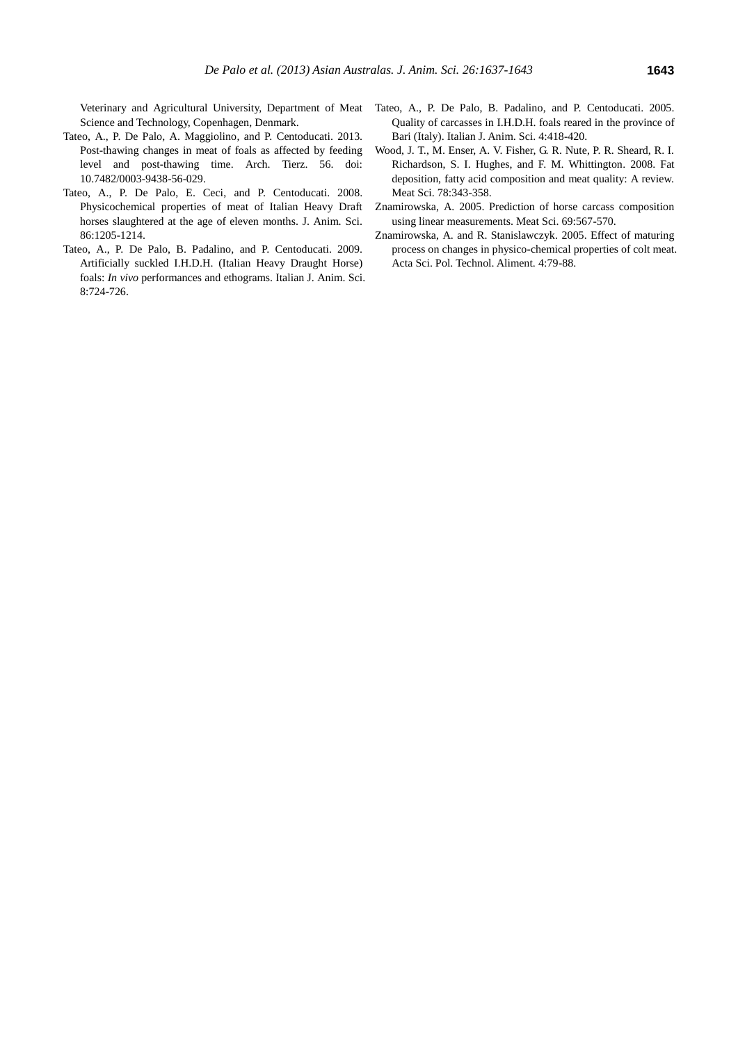Veterinary and Agricultural University, Department of Meat Science and Technology, Copenhagen, Denmark.

Tateo, A., P. De Palo, A. Maggiolino, and P. Centoducati. 2013. Post-thawing changes in meat of foals as affected by feeding level and post-thawing time. Arch. Tierz. 56. doi: 10.7482/0003-9438-56-029.

Tateo, A., P. De Palo, E. Ceci, and P. Centoducati. 2008. Physicochemical properties of meat of Italian Heavy Draft horses slaughtered at the age of eleven months. J. Anim. Sci. 86:1205-1214.

Tateo, A., P. De Palo, B. Padalino, and P. Centoducati. 2009. Artificially suckled I.H.D.H. (Italian Heavy Draught Horse) foals: *In vivo* performances and ethograms. Italian J. Anim. Sci. 8:724-726.

Tateo, A., P. De Palo, B. Padalino, and P. Centoducati. 2005. Quality of carcasses in I.H.D.H. foals reared in the province of Bari (Italy). Italian J. Anim. Sci. 4:418-420.

Wood, J. T., M. Enser, A. V. Fisher, G. R. Nute, P. R. Sheard, R. I. Richardson, S. I. Hughes, and F. M. Whittington. 2008. Fat deposition, fatty acid composition and meat quality: A review. Meat Sci. 78:343-358.

Znamirowska, A. 2005. Prediction of horse carcass composition using linear measurements. Meat Sci. 69:567-570.

Znamirowska, A. and R. Stanislawczyk. 2005. Effect of maturing process on changes in physico-chemical properties of colt meat. Acta Sci. Pol. Technol. Aliment. 4:79-88.